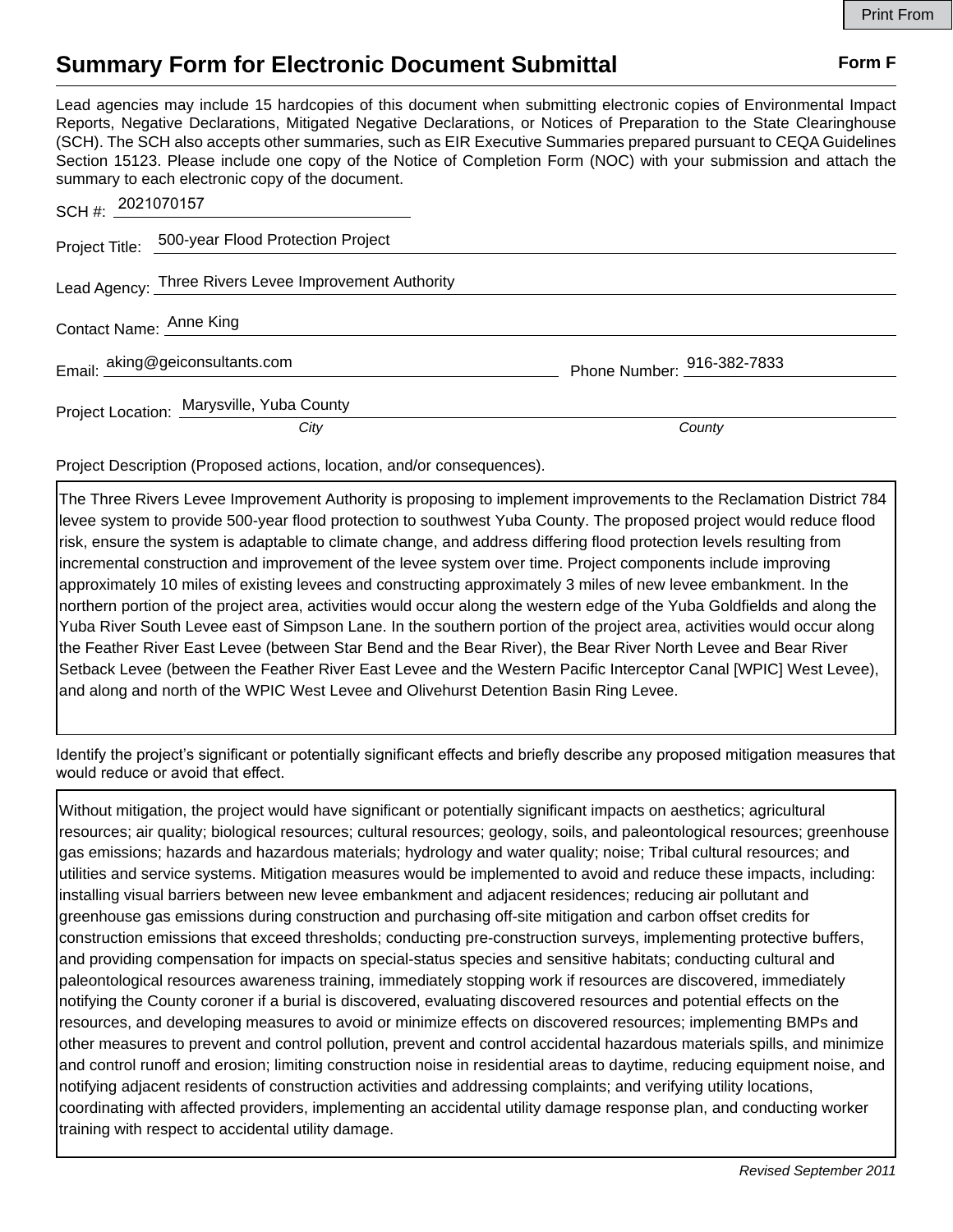# Summary Form for Electronic Document Submittal

**Form F**

Lead agencies may include 15 hardcopies of this document when submitting electronic copies of Environmental Impact Reports, Negative Declarations, Mitigated Negative Declarations, or Notices of Preparation to the State Clearinghouse (SCH). The SCH also accepts other summaries, such as EIR Executive Summaries prepared pursuant to CEQA Guidelines Section 15123. Please include one copy of the Notice of Completion Form (NOC) with your submission and attach the summary to each electronic copy of the document.

SCH #: 2021070157

Project Title: 500-year Flood Protection Project

Lead Agency: Three Rivers Levee Improvement Authority

Contact Name: Anne King

Email: aking@geiconsultants.com Phone Number: 916-382-7833

Project Location: Marysville, Yuba County

*City* *County*

Project Description (Proposed actions, location, and/or consequences).

The Three Rivers Levee Improvement Authority is proposing to implement improvements to the Reclamation District 784 levee system to provide 500-year flood protection to southwest Yuba County. The proposed project would reduce flood risk, ensure the system is adaptable to climate change, and address differing flood protection levels resulting from incremental construction and improvement of the levee system over time. Project components include improving approximately 10 miles of existing levees and constructing approximately 3 miles of new levee embankment. In the northern portion of the project area, activities would occur along the western edge of the Yuba Goldfields and along the Yuba River South Levee east of Simpson Lane. In the southern portion of the project area, activities would occur along the Feather River East Levee (between Star Bend and the Bear River), the Bear River North Levee and Bear River Setback Levee (between the Feather River East Levee and the Western Pacific Interceptor Canal [WPIC] West Levee), and along and north of the WPIC West Levee and Olivehurst Detention Basin Ring Levee.

Identify the project's significant or potentially significant effects and briefly describe any proposed mitigation measures that would reduce or avoid that effect.

Without mitigation, the project would have significant or potentially significant impacts on aesthetics; agricultural resources; air quality; biological resources; cultural resources; geology, soils, and paleontological resources; greenhouse gas emissions; hazards and hazardous materials; hydrology and water quality; noise; Tribal cultural resources; and utilities and service systems. Mitigation measures would be implemented to avoid and reduce these impacts, including: installing visual barriers between new levee embankment and adjacent residences; reducing air pollutant and greenhouse gas emissions during construction and purchasing off-site mitigation and carbon offset credits for construction emissions that exceed thresholds; conducting pre-construction surveys, implementing protective buffers, and providing compensation for impacts on special-status species and sensitive habitats; conducting cultural and paleontological resources awareness training, immediately stopping work if resources are discovered, immediately notifying the County coroner if a burial is discovered, evaluating discovered resources and potential effects on the resources, and developing measures to avoid or minimize effects on discovered resources; implementing BMPs and other measures to prevent and control pollution, prevent and control accidental hazardous materials spills, and minimize and control runoff and erosion; limiting construction noise in residential areas to daytime, reducing equipment noise, and notifying adjacent residents of construction activities and addressing complaints; and verifying utility locations, coordinating with affected providers, implementing an accidental utility damage response plan, and conducting worker training with respect to accidental utility damage.

*Revised September 2011*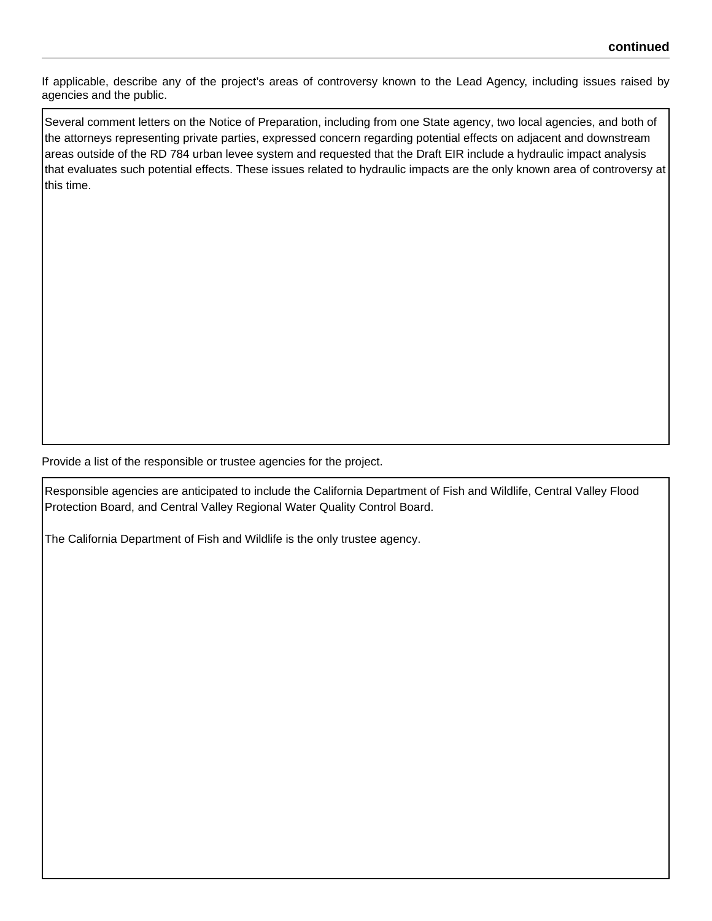**continued**

If applicable, describe any of the project's areas of controversy known to the Lead Agency, including issues raised by agencies and the public.

Several comment letters on the Notice of Preparation, including from one State agency, two local agencies, and both of the attorneys representing private parties, expressed concern regarding potential effects on adjacent and downstream areas outside of the RD 784 urban levee system and requested that the Draft EIR include a hydraulic impact analysis that evaluates such potential effects. These issues related to hydraulic impacts are the only known area of controversy at this time.

Provide a list of the responsible or trustee agencies for the project.

Responsible agencies are anticipated to include the California Department of Fish and Wildlife, Central Valley Flood Protection Board, and Central Valley Regional Water Quality Control Board.

The California Department of Fish and Wildlife is the only trustee agency.